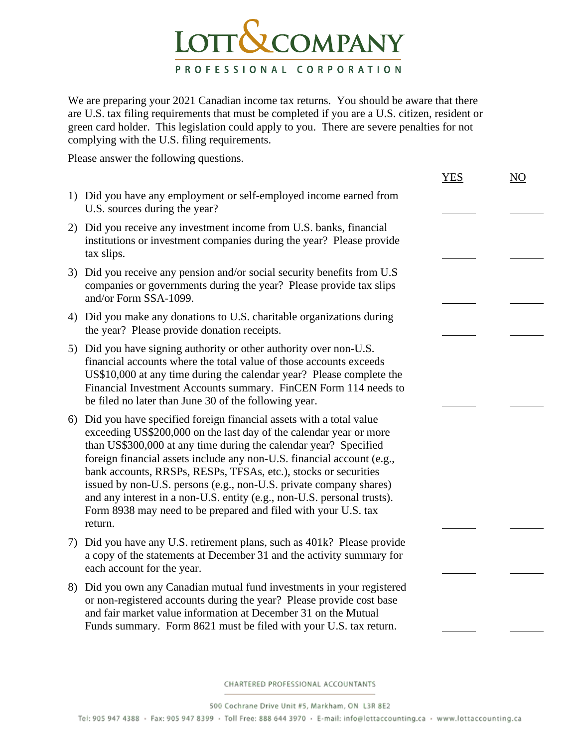# LOTT & COMPANY

PROFESSIONAL CORPORATION

We are preparing your 2021 Canadian income tax returns. You should be aware that there are U.S. tax filing requirements that must be completed if you are a U.S. citizen, resident or green card holder. This legislation could apply to you. There are severe penalties for not complying with the U.S. filing requirements.

Please answer the following questions.

| | YES | NO |
|---|---|---|
| 1) Did you have any employment or self-employed income earned from U.S. sources during the year? | ______ | ______ |
| 2) Did you receive any investment income from U.S. banks, financial institutions or investment companies during the year? Please provide tax slips. | ______ | ______ |
| 3) Did you receive any pension and/or social security benefits from U.S companies or governments during the year? Please provide tax slips and/or Form SSA-1099. | ______ | ______ |
| 4) Did you make any donations to U.S. charitable organizations during the year? Please provide donation receipts. | ______ | ______ |
| 5) Did you have signing authority or other authority over non-U.S. financial accounts where the total value of those accounts exceeds US$10,000 at any time during the calendar year? Please complete the Financial Investment Accounts summary. FinCEN Form 114 needs to be filed no later than June 30 of the following year. | ______ | ______ |
| 6) Did you have specified foreign financial assets with a total value exceeding US$200,000 on the last day of the calendar year or more than US$300,000 at any time during the calendar year? Specified foreign financial assets include any non-U.S. financial account (e.g., bank accounts, RRSPs, RESPs, TFSAs, etc.), stocks or securities issued by non-U.S. persons (e.g., non-U.S. private company shares) and any interest in a non-U.S. entity (e.g., non-U.S. personal trusts). Form 8938 may need to be prepared and filed with your U.S. tax return. | ______ | ______ |
| 7) Did you have any U.S. retirement plans, such as 401k? Please provide a copy of the statements at December 31 and the activity summary for each account for the year. | ______ | ______ |
| 8) Did you own any Canadian mutual fund investments in your registered or non-registered accounts during the year? Please provide cost base and fair market value information at December 31 on the Mutual Funds summary. Form 8621 must be filed with your U.S. tax return. | ______ | ______ |

CHARTERED PROFESSIONAL ACCOUNTANTS

500 Cochrane Drive Unit #5, Markham, ON L3R 8E2

Tel: 905 947 4388 · Fax: 905 947 8399 · Toll Free: 888 644 3970 · E-mail: info@lottaccounting.ca · www.lottaccounting.ca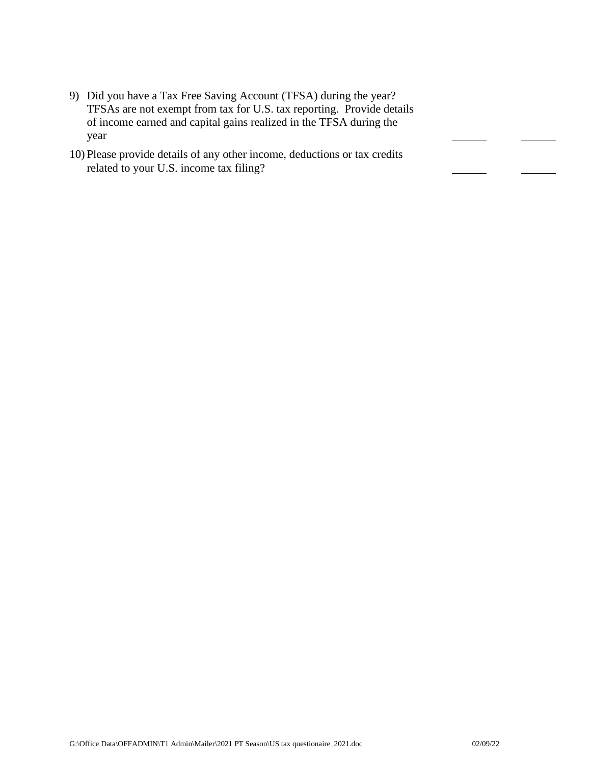9) Did you have a Tax Free Saving Account (TFSA) during the year? TFSAs are not exempt from tax for U.S. tax reporting. Provide details of income earned and capital gains realized in the TFSA during the year \_\_\_\_\_\_ \_\_\_\_\_\_

10) Please provide details of any other income, deductions or tax credits related to your U.S. income tax filing? \_\_\_\_\_\_ \_\_\_\_\_\_